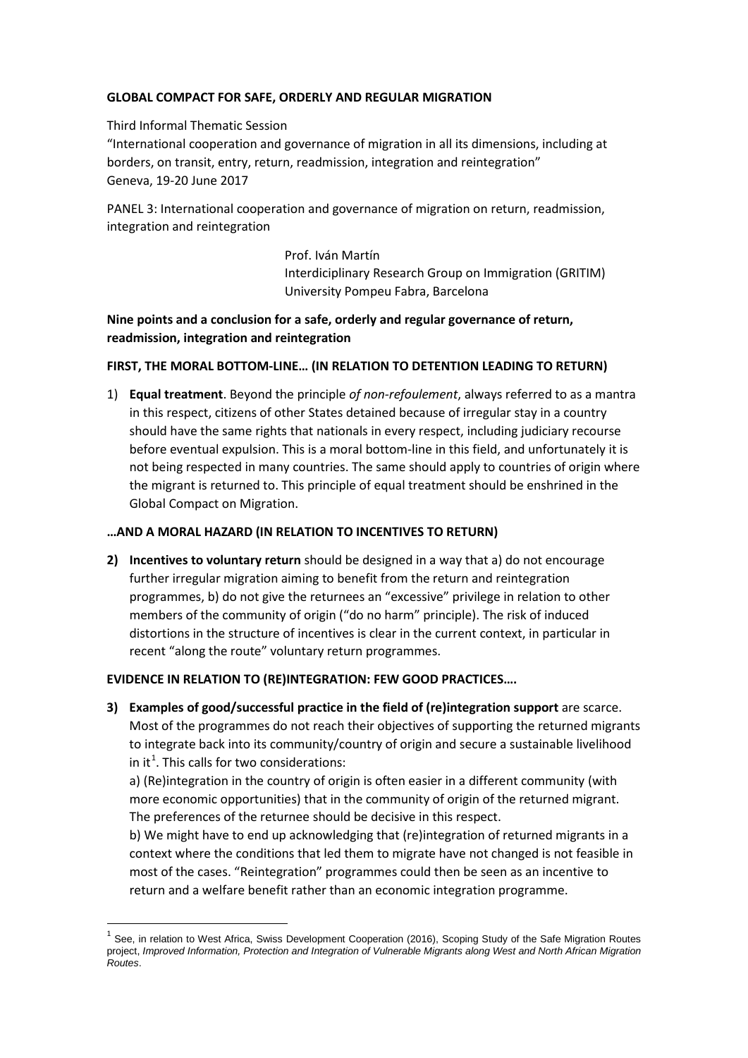**GLOBAL COMPACT FOR SAFE, ORDERLY AND REGULAR MIGRATION**

Third Informal Thematic Session
"International cooperation and governance of migration in all its dimensions, including at borders, on transit, entry, return, readmission, integration and reintegration"
Geneva, 19-20 June 2017

PANEL 3: International cooperation and governance of migration on return, readmission, integration and reintegration

Prof. Iván Martín
Interdiciplinary Research Group on Immigration (GRITIM)
University Pompeu Fabra, Barcelona

**Nine points and a conclusion for a safe, orderly and regular governance of return, readmission, integration and reintegration**

**FIRST, THE MORAL BOTTOM-LINE… (IN RELATION TO DETENTION LEADING TO RETURN)**

1) **Equal treatment**. Beyond the principle *of non-refoulement*, always referred to as a mantra in this respect, citizens of other States detained because of irregular stay in a country should have the same rights that nationals in every respect, including judiciary recourse before eventual expulsion. This is a moral bottom-line in this field, and unfortunately it is not being respected in many countries. The same should apply to countries of origin where the migrant is returned to. This principle of equal treatment should be enshrined in the Global Compact on Migration.

**…AND A MORAL HAZARD (IN RELATION TO INCENTIVES TO RETURN)**

2) **Incentives to voluntary return** should be designed in a way that a) do not encourage further irregular migration aiming to benefit from the return and reintegration programmes, b) do not give the returnees an "excessive" privilege in relation to other members of the community of origin ("do no harm" principle). The risk of induced distortions in the structure of incentives is clear in the current context, in particular in recent "along the route" voluntary return programmes.

**EVIDENCE IN RELATION TO (RE)INTEGRATION: FEW GOOD PRACTICES….**

3) **Examples of good/successful practice in the field of (re)integration support** are scarce. Most of the programmes do not reach their objectives of supporting the returned migrants to integrate back into its community/country of origin and secure a sustainable livelihood in it[1]. This calls for two considerations:

   a) (Re)integration in the country of origin is often easier in a different community (with more economic opportunities) that in the community of origin of the returned migrant. The preferences of the returnee should be decisive in this respect.

   b) We might have to end up acknowledging that (re)integration of returned migrants in a context where the conditions that led them to migrate have not changed is not feasible in most of the cases. "Reintegration" programmes could then be seen as an incentive to return and a welfare benefit rather than an economic integration programme.

[1] See, in relation to West Africa, Swiss Development Cooperation (2016), Scoping Study of the Safe Migration Routes project, *Improved Information, Protection and Integration of Vulnerable Migrants along West and North African Migration Routes*.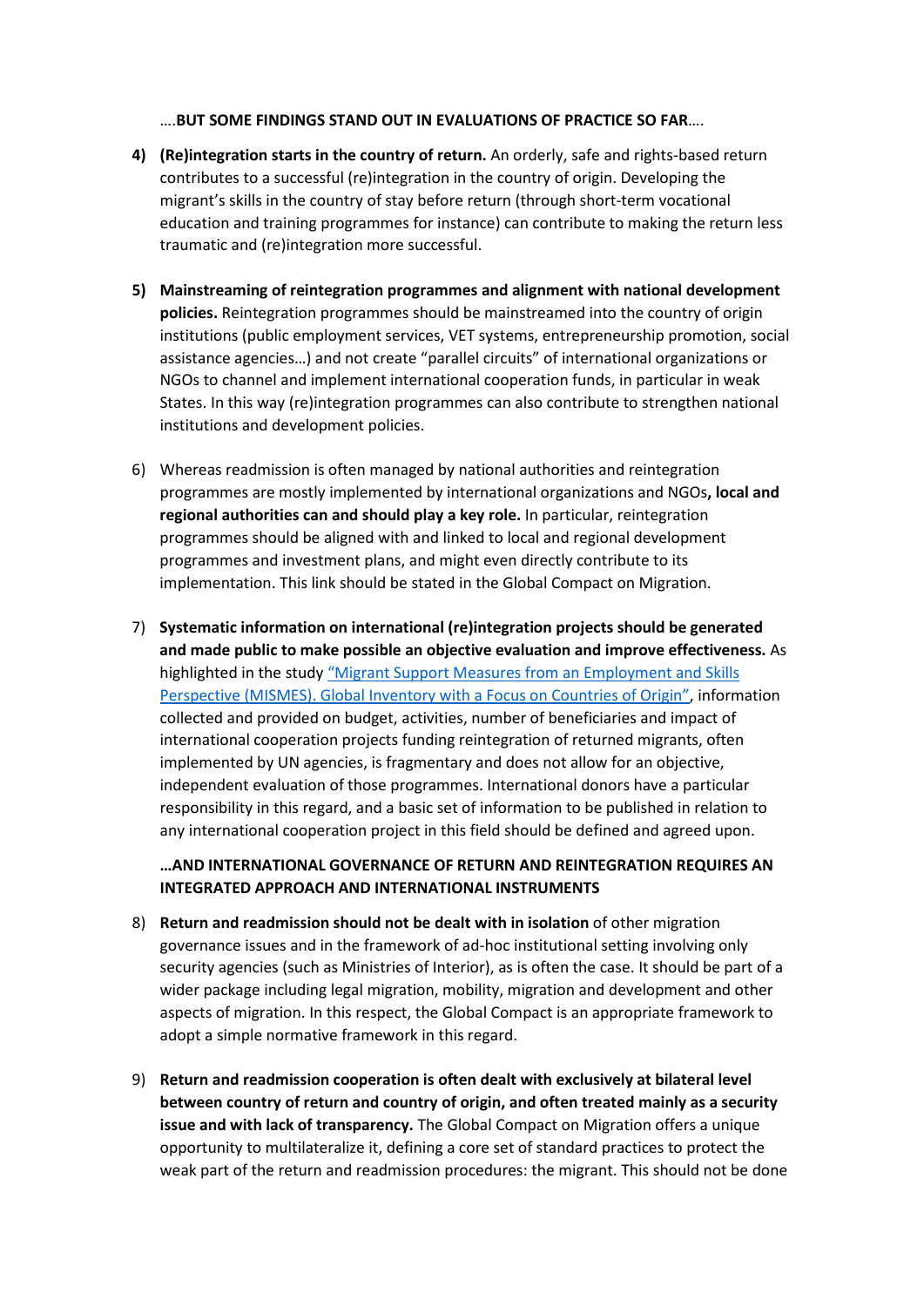….**BUT SOME FINDINGS STAND OUT IN EVALUATIONS OF PRACTICE SO FAR**….

4) **(Re)integration starts in the country of return.** An orderly, safe and rights-based return contributes to a successful (re)integration in the country of origin. Developing the migrant's skills in the country of stay before return (through short-term vocational education and training programmes for instance) can contribute to making the return less traumatic and (re)integration more successful.

5) **Mainstreaming of reintegration programmes and alignment with national development policies.** Reintegration programmes should be mainstreamed into the country of origin institutions (public employment services, VET systems, entrepreneurship promotion, social assistance agencies…) and not create "parallel circuits" of international organizations or NGOs to channel and implement international cooperation funds, in particular in weak States. In this way (re)integration programmes can also contribute to strengthen national institutions and development policies.

6) Whereas readmission is often managed by national authorities and reintegration programmes are mostly implemented by international organizations and NGOs**, local and regional authorities can and should play a key role.** In particular, reintegration programmes should be aligned with and linked to local and regional development programmes and investment plans, and might even directly contribute to its implementation. This link should be stated in the Global Compact on Migration.

7) **Systematic information on international (re)integration projects should be generated and made public to make possible an objective evaluation and improve effectiveness.** As highlighted in the study "Migrant Support Measures from an Employment and Skills Perspective (MISMES). Global Inventory with a Focus on Countries of Origin", information collected and provided on budget, activities, number of beneficiaries and impact of international cooperation projects funding reintegration of returned migrants, often implemented by UN agencies, is fragmentary and does not allow for an objective, independent evaluation of those programmes. International donors have a particular responsibility in this regard, and a basic set of information to be published in relation to any international cooperation project in this field should be defined and agreed upon.

**…AND INTERNATIONAL GOVERNANCE OF RETURN AND REINTEGRATION REQUIRES AN INTEGRATED APPROACH AND INTERNATIONAL INSTRUMENTS**

8) **Return and readmission should not be dealt with in isolation** of other migration governance issues and in the framework of ad-hoc institutional setting involving only security agencies (such as Ministries of Interior), as is often the case. It should be part of a wider package including legal migration, mobility, migration and development and other aspects of migration. In this respect, the Global Compact is an appropriate framework to adopt a simple normative framework in this regard.

9) **Return and readmission cooperation is often dealt with exclusively at bilateral level between country of return and country of origin, and often treated mainly as a security issue and with lack of transparency.** The Global Compact on Migration offers a unique opportunity to multilateralize it, defining a core set of standard practices to protect the weak part of the return and readmission procedures: the migrant. This should not be done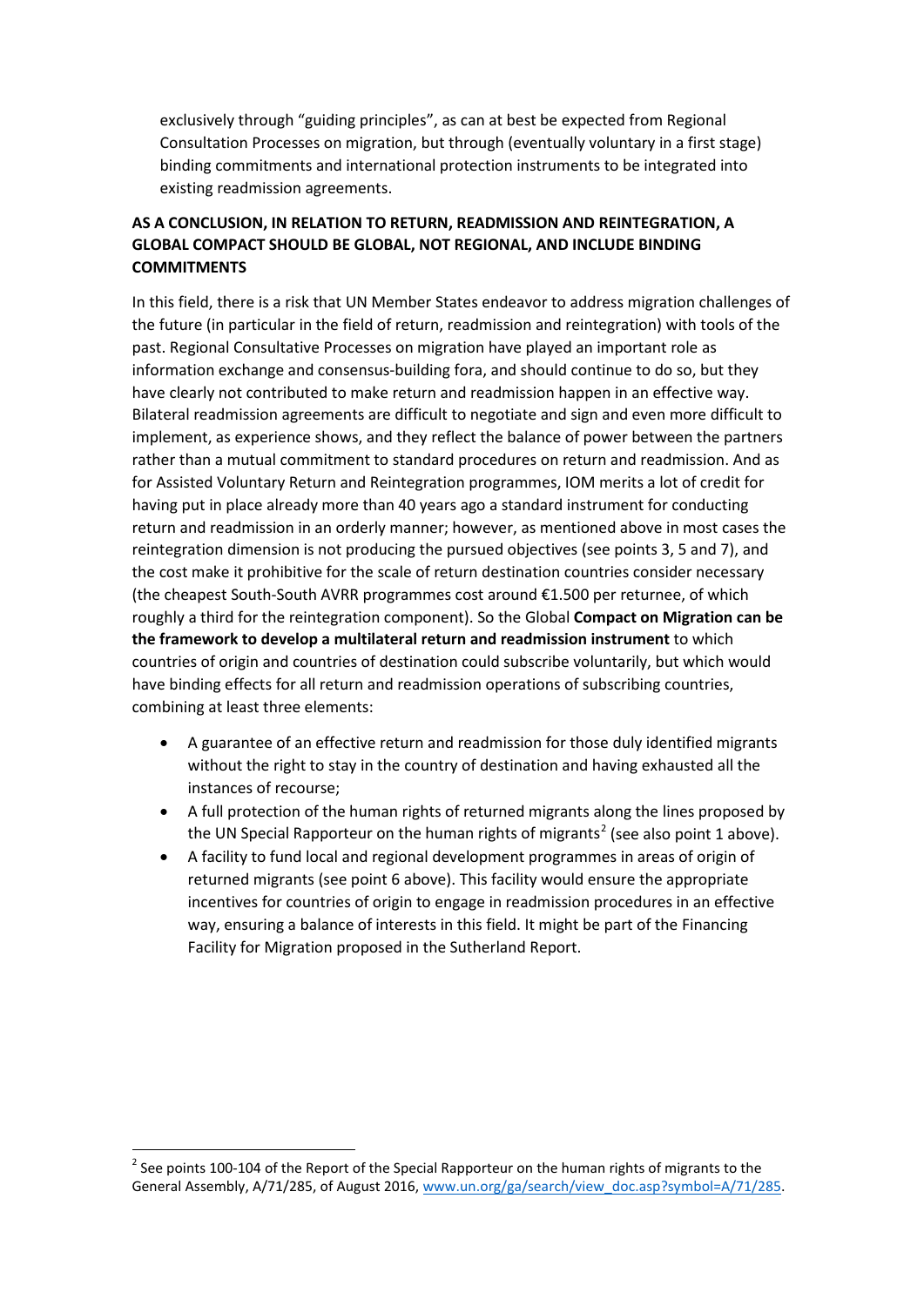exclusively through "guiding principles", as can at best be expected from Regional Consultation Processes on migration, but through (eventually voluntary in a first stage) binding commitments and international protection instruments to be integrated into existing readmission agreements.

**AS A CONCLUSION, IN RELATION TO RETURN, READMISSION AND REINTEGRATION, A GLOBAL COMPACT SHOULD BE GLOBAL, NOT REGIONAL, AND INCLUDE BINDING COMMITMENTS**

In this field, there is a risk that UN Member States endeavor to address migration challenges of the future (in particular in the field of return, readmission and reintegration) with tools of the past. Regional Consultative Processes on migration have played an important role as information exchange and consensus-building fora, and should continue to do so, but they have clearly not contributed to make return and readmission happen in an effective way. Bilateral readmission agreements are difficult to negotiate and sign and even more difficult to implement, as experience shows, and they reflect the balance of power between the partners rather than a mutual commitment to standard procedures on return and readmission. And as for Assisted Voluntary Return and Reintegration programmes, IOM merits a lot of credit for having put in place already more than 40 years ago a standard instrument for conducting return and readmission in an orderly manner; however, as mentioned above in most cases the reintegration dimension is not producing the pursued objectives (see points 3, 5 and 7), and the cost make it prohibitive for the scale of return destination countries consider necessary (the cheapest South-South AVRR programmes cost around €1.500 per returnee, of which roughly a third for the reintegration component). So the Global **Compact on Migration can be the framework to develop a multilateral return and readmission instrument** to which countries of origin and countries of destination could subscribe voluntarily, but which would have binding effects for all return and readmission operations of subscribing countries, combining at least three elements:

- A guarantee of an effective return and readmission for those duly identified migrants without the right to stay in the country of destination and having exhausted all the instances of recourse;
- A full protection of the human rights of returned migrants along the lines proposed by the UN Special Rapporteur on the human rights of migrants[2] (see also point 1 above).
- A facility to fund local and regional development programmes in areas of origin of returned migrants (see point 6 above). This facility would ensure the appropriate incentives for countries of origin to engage in readmission procedures in an effective way, ensuring a balance of interests in this field. It might be part of the Financing Facility for Migration proposed in the Sutherland Report.

[2] See points 100-104 of the Report of the Special Rapporteur on the human rights of migrants to the General Assembly, A/71/285, of August 2016, www.un.org/ga/search/view_doc.asp?symbol=A/71/285.